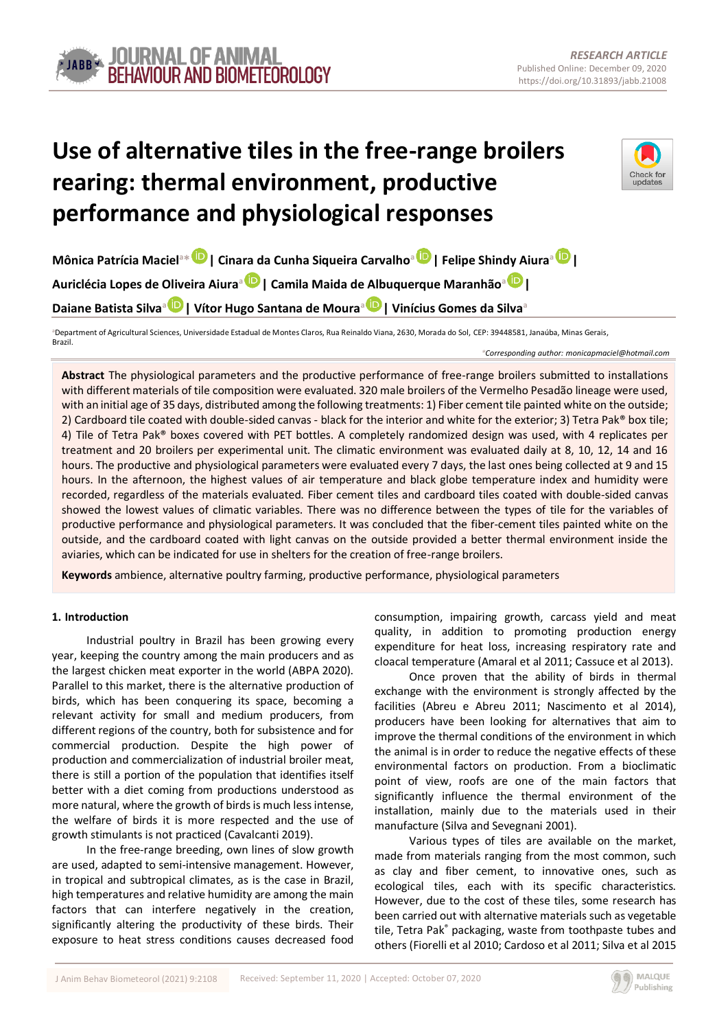RESEARCH ARTICLE
Published Online: December 09, 2020
https://doi.org/10.31893/jabb.21008

# Use of alternative tiles in the free-range broilers rearing: thermal environment, productive performance and physiological responses

**Mônica Patrícia Maciel**[a*] | **Cinara da Cunha Siqueira Carvalho**[a] | **Felipe Shindy Aiura**[a] | **Auriclécia Lopes de Oliveira Aiura**[a] | **Camila Maida de Albuquerque Maranhão**[a] | **Daiane Batista Silva**[a] | **Vítor Hugo Santana de Moura**[a] | **Vinícius Gomes da Silva**[a]

[a]Department of Agricultural Sciences, Universidade Estadual de Montes Claros, Rua Reinaldo Viana, 2630, Morada do Sol, CEP: 39448581, Janaúba, Minas Gerais, Brazil.

*Corresponding author: monicapmaciel@hotmail.com

**Abstract** The physiological parameters and the productive performance of free-range broilers submitted to installations with different materials of tile composition were evaluated. 320 male broilers of the Vermelho Pesadão lineage were used, with an initial age of 35 days, distributed among the following treatments: 1) Fiber cement tile painted white on the outside; 2) Cardboard tile coated with double-sided canvas - black for the interior and white for the exterior; 3) Tetra Pak® box tile; 4) Tile of Tetra Pak® boxes covered with PET bottles. A completely randomized design was used, with 4 replicates per treatment and 20 broilers per experimental unit. The climatic environment was evaluated daily at 8, 10, 12, 14 and 16 hours. The productive and physiological parameters were evaluated every 7 days, the last ones being collected at 9 and 15 hours. In the afternoon, the highest values of air temperature and black globe temperature index and humidity were recorded, regardless of the materials evaluated. Fiber cement tiles and cardboard tiles coated with double-sided canvas showed the lowest values of climatic variables. There was no difference between the types of tile for the variables of productive performance and physiological parameters. It was concluded that the fiber-cement tiles painted white on the outside, and the cardboard coated with light canvas on the outside provided a better thermal environment inside the aviaries, which can be indicated for use in shelters for the creation of free-range broilers.

**Keywords** ambience, alternative poultry farming, productive performance, physiological parameters

## 1. Introduction

Industrial poultry in Brazil has been growing every year, keeping the country among the main producers and as the largest chicken meat exporter in the world (ABPA 2020). Parallel to this market, there is the alternative production of birds, which has been conquering its space, becoming a relevant activity for small and medium producers, from different regions of the country, both for subsistence and for commercial production. Despite the high power of production and commercialization of industrial broiler meat, there is still a portion of the population that identifies itself better with a diet coming from productions understood as more natural, where the growth of birds is much less intense, the welfare of birds it is more respected and the use of growth stimulants is not practiced (Cavalcanti 2019).

In the free-range breeding, own lines of slow growth are used, adapted to semi-intensive management. However, in tropical and subtropical climates, as is the case in Brazil, high temperatures and relative humidity are among the main factors that can interfere negatively in the creation, significantly altering the productivity of these birds. Their exposure to heat stress conditions causes decreased food consumption, impairing growth, carcass yield and meat quality, in addition to promoting production energy expenditure for heat loss, increasing respiratory rate and cloacal temperature (Amaral et al 2011; Cassuce et al 2013).

Once proven that the ability of birds in thermal exchange with the environment is strongly affected by the facilities (Abreu e Abreu 2011; Nascimento et al 2014), producers have been looking for alternatives that aim to improve the thermal conditions of the environment in which the animal is in order to reduce the negative effects of these environmental factors on production. From a bioclimatic point of view, roofs are one of the main factors that significantly influence the thermal environment of the installation, mainly due to the materials used in their manufacture (Silva and Sevegnani 2001).

Various types of tiles are available on the market, made from materials ranging from the most common, such as clay and fiber cement, to innovative ones, such as ecological tiles, each with its specific characteristics. However, due to the cost of these tiles, some research has been carried out with alternative materials such as vegetable tile, Tetra Pak® packaging, waste from toothpaste tubes and others (Fiorelli et al 2010; Cardoso et al 2011; Silva et al 2015

Received: September 11, 2020 | Accepted: October 07, 2020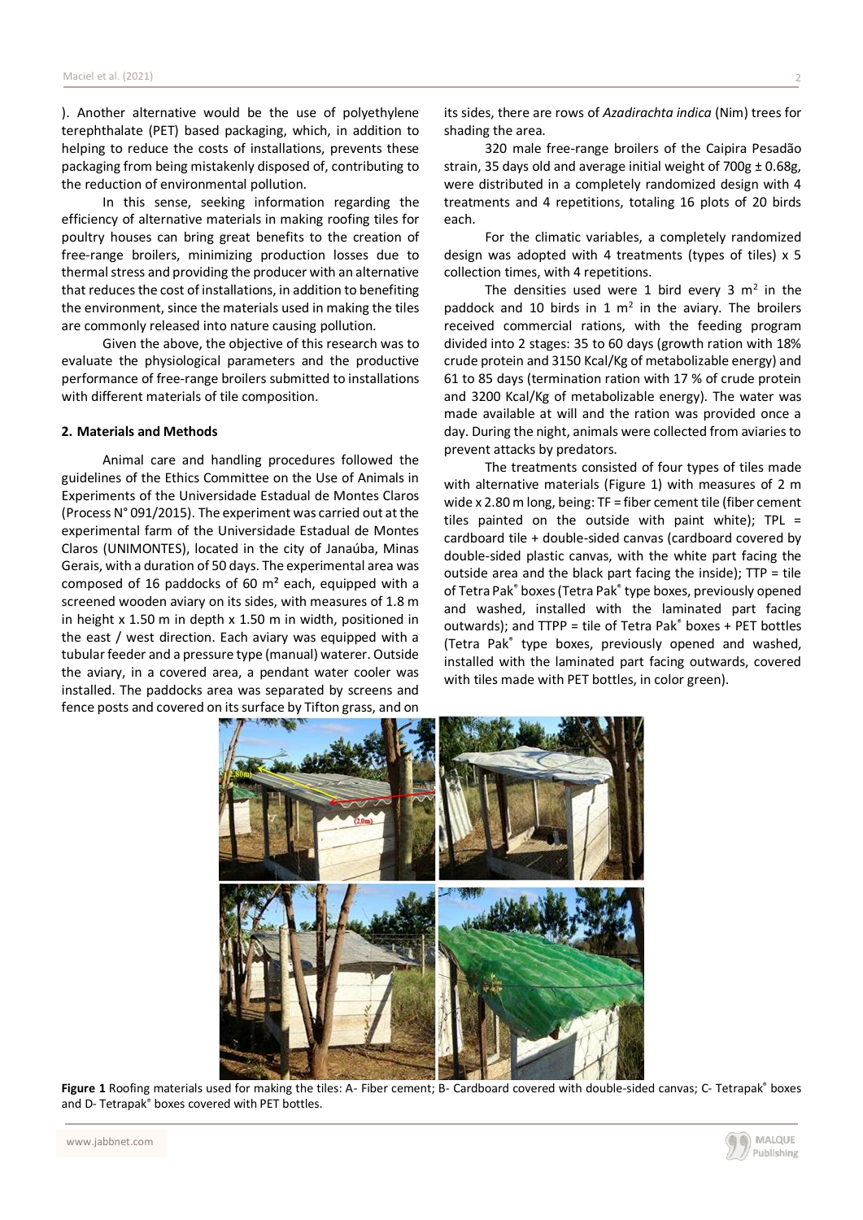). Another alternative would be the use of polyethylene terephthalate (PET) based packaging, which, in addition to helping to reduce the costs of installations, prevents these packaging from being mistakenly disposed of, contributing to the reduction of environmental pollution.

In this sense, seeking information regarding the efficiency of alternative materials in making roofing tiles for poultry houses can bring great benefits to the creation of free-range broilers, minimizing production losses due to thermal stress and providing the producer with an alternative that reduces the cost of installations, in addition to benefiting the environment, since the materials used in making the tiles are commonly released into nature causing pollution.

Given the above, the objective of this research was to evaluate the physiological parameters and the productive performance of free-range broilers submitted to installations with different materials of tile composition.

## 2. Materials and Methods

Animal care and handling procedures followed the guidelines of the Ethics Committee on the Use of Animals in Experiments of the Universidade Estadual de Montes Claros (Process N° 091/2015). The experiment was carried out at the experimental farm of the Universidade Estadual de Montes Claros (UNIMONTES), located in the city of Janaúba, Minas Gerais, with a duration of 50 days. The experimental area was composed of 16 paddocks of 60 m² each, equipped with a screened wooden aviary on its sides, with measures of 1.8 m in height x 1.50 m in depth x 1.50 m in width, positioned in the east / west direction. Each aviary was equipped with a tubular feeder and a pressure type (manual) waterer. Outside the aviary, in a covered area, a pendant water cooler was installed. The paddocks area was separated by screens and fence posts and covered on its surface by Tifton grass, and on its sides, there are rows of *Azadirachta indica* (Nim) trees for shading the area.

320 male free-range broilers of the Caipira Pesadão strain, 35 days old and average initial weight of 700g ± 0.68g, were distributed in a completely randomized design with 4 treatments and 4 repetitions, totaling 16 plots of 20 birds each.

For the climatic variables, a completely randomized design was adopted with 4 treatments (types of tiles) x 5 collection times, with 4 repetitions.

The densities used were 1 bird every 3 m² in the paddock and 10 birds in 1 m² in the aviary. The broilers received commercial rations, with the feeding program divided into 2 stages: 35 to 60 days (growth ration with 18% crude protein and 3150 Kcal/Kg of metabolizable energy) and 61 to 85 days (termination ration with 17 % of crude protein and 3200 Kcal/Kg of metabolizable energy). The water was made available at will and the ration was provided once a day. During the night, animals were collected from aviaries to prevent attacks by predators.

The treatments consisted of four types of tiles made with alternative materials (Figure 1) with measures of 2 m wide x 2.80 m long, being: TF = fiber cement tile (fiber cement tiles painted on the outside with paint white); TPL = cardboard tile + double-sided canvas (cardboard covered by double-sided plastic canvas, with the white part facing the outside area and the black part facing the inside); TTP = tile of Tetra Pak® boxes (Tetra Pak® type boxes, previously opened and washed, installed with the laminated part facing outwards); and TTPP = tile of Tetra Pak® boxes + PET bottles (Tetra Pak® type boxes, previously opened and washed, installed with the laminated part facing outwards, covered with tiles made with PET bottles, in color green).

**Figure 1** Roofing materials used for making the tiles: A- Fiber cement; B- Cardboard covered with double-sided canvas; C- Tetrapak® boxes and D- Tetrapak® boxes covered with PET bottles.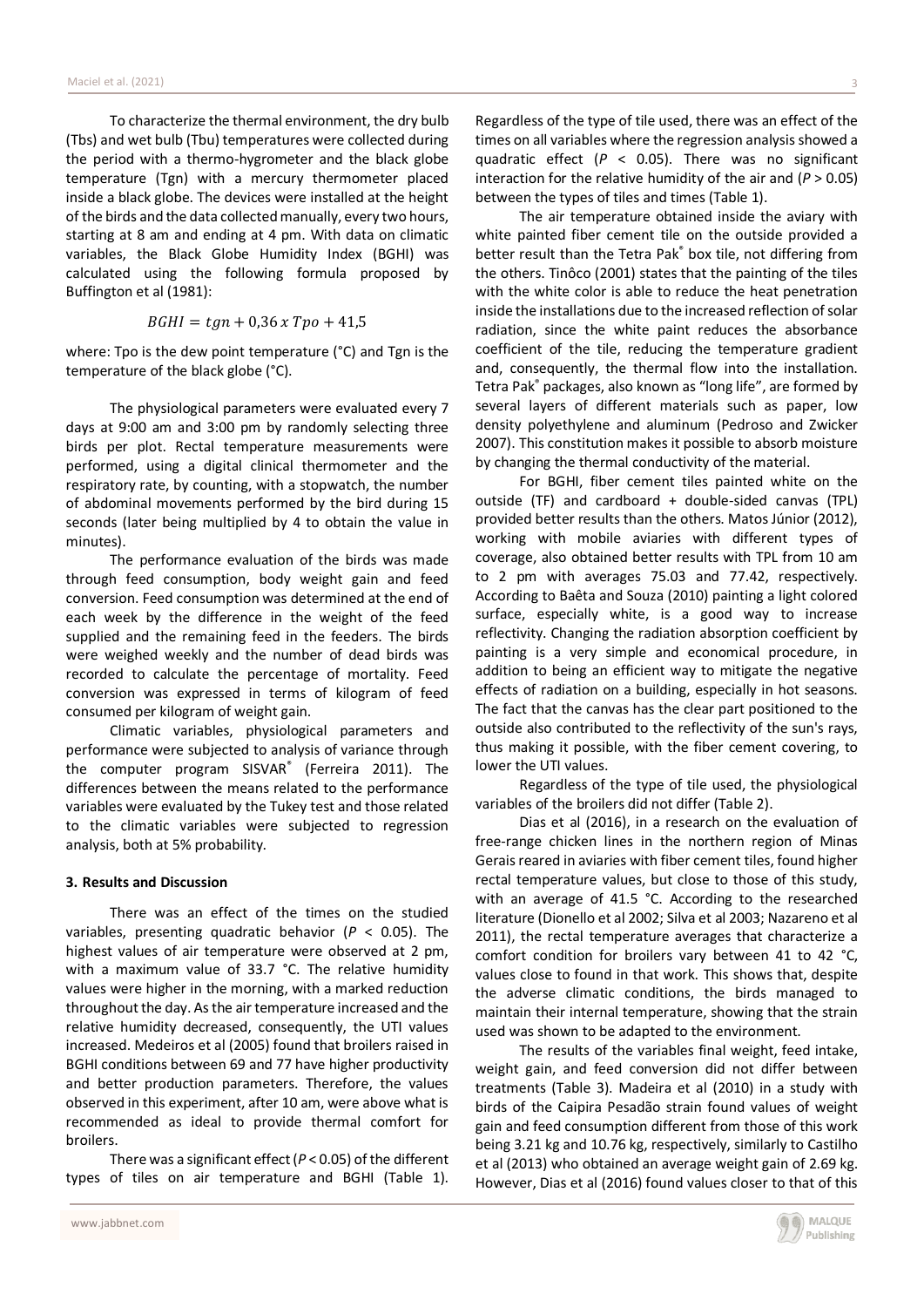To characterize the thermal environment, the dry bulb (Tbs) and wet bulb (Tbu) temperatures were collected during the period with a thermo-hygrometer and the black globe temperature (Tgn) with a mercury thermometer placed inside a black globe. The devices were installed at the height of the birds and the data collected manually, every two hours, starting at 8 am and ending at 4 pm. With data on climatic variables, the Black Globe Humidity Index (BGHI) was calculated using the following formula proposed by Buffington et al (1981):

$$BGHI = tgn + 0{,}36 \; x \; Tpo + 41{,}5$$

where: Tpo is the dew point temperature (°C) and Tgn is the temperature of the black globe (°C).

The physiological parameters were evaluated every 7 days at 9:00 am and 3:00 pm by randomly selecting three birds per plot. Rectal temperature measurements were performed, using a digital clinical thermometer and the respiratory rate, by counting, with a stopwatch, the number of abdominal movements performed by the bird during 15 seconds (later being multiplied by 4 to obtain the value in minutes).

The performance evaluation of the birds was made through feed consumption, body weight gain and feed conversion. Feed consumption was determined at the end of each week by the difference in the weight of the feed supplied and the remaining feed in the feeders. The birds were weighed weekly and the number of dead birds was recorded to calculate the percentage of mortality. Feed conversion was expressed in terms of kilogram of feed consumed per kilogram of weight gain.

Climatic variables, physiological parameters and performance were subjected to analysis of variance through the computer program SISVAR® (Ferreira 2011). The differences between the means related to the performance variables were evaluated by the Tukey test and those related to the climatic variables were subjected to regression analysis, both at 5% probability.

### 3. Results and Discussion

There was an effect of the times on the studied variables, presenting quadratic behavior ($P < 0.05$). The highest values of air temperature were observed at 2 pm, with a maximum value of 33.7 °C. The relative humidity values were higher in the morning, with a marked reduction throughout the day. As the air temperature increased and the relative humidity decreased, consequently, the UTI values increased. Medeiros et al (2005) found that broilers raised in BGHI conditions between 69 and 77 have higher productivity and better production parameters. Therefore, the values observed in this experiment, after 10 am, were above what is recommended as ideal to provide thermal comfort for broilers.

There was a significant effect ($P < 0.05$) of the different types of tiles on air temperature and BGHI (Table 1). Regardless of the type of tile used, there was an effect of the times on all variables where the regression analysis showed a quadratic effect ($P < 0.05$). There was no significant interaction for the relative humidity of the air and ($P > 0.05$) between the types of tiles and times (Table 1).

The air temperature obtained inside the aviary with white painted fiber cement tile on the outside provided a better result than the Tetra Pak® box tile, not differing from the others. Tinôco (2001) states that the painting of the tiles with the white color is able to reduce the heat penetration inside the installations due to the increased reflection of solar radiation, since the white paint reduces the absorbance coefficient of the tile, reducing the temperature gradient and, consequently, the thermal flow into the installation. Tetra Pak® packages, also known as "long life", are formed by several layers of different materials such as paper, low density polyethylene and aluminum (Pedroso and Zwicker 2007). This constitution makes it possible to absorb moisture by changing the thermal conductivity of the material.

For BGHI, fiber cement tiles painted white on the outside (TF) and cardboard + double-sided canvas (TPL) provided better results than the others. Matos Júnior (2012), working with mobile aviaries with different types of coverage, also obtained better results with TPL from 10 am to 2 pm with averages 75.03 and 77.42, respectively. According to Baêta and Souza (2010) painting a light colored surface, especially white, is a good way to increase reflectivity. Changing the radiation absorption coefficient by painting is a very simple and economical procedure, in addition to being an efficient way to mitigate the negative effects of radiation on a building, especially in hot seasons. The fact that the canvas has the clear part positioned to the outside also contributed to the reflectivity of the sun's rays, thus making it possible, with the fiber cement covering, to lower the UTI values.

Regardless of the type of tile used, the physiological variables of the broilers did not differ (Table 2).

Dias et al (2016), in a research on the evaluation of free-range chicken lines in the northern region of Minas Gerais reared in aviaries with fiber cement tiles, found higher rectal temperature values, but close to those of this study, with an average of 41.5 °C. According to the researched literature (Dionello et al 2002; Silva et al 2003; Nazareno et al 2011), the rectal temperature averages that characterize a comfort condition for broilers vary between 41 to 42 °C, values close to found in that work. This shows that, despite the adverse climatic conditions, the birds managed to maintain their internal temperature, showing that the strain used was shown to be adapted to the environment.

The results of the variables final weight, feed intake, weight gain, and feed conversion did not differ between treatments (Table 3). Madeira et al (2010) in a study with birds of the Caipira Pesadão strain found values of weight gain and feed consumption different from those of this work being 3.21 kg and 10.76 kg, respectively, similarly to Castilho et al (2013) who obtained an average weight gain of 2.69 kg. However, Dias et al (2016) found values closer to that of this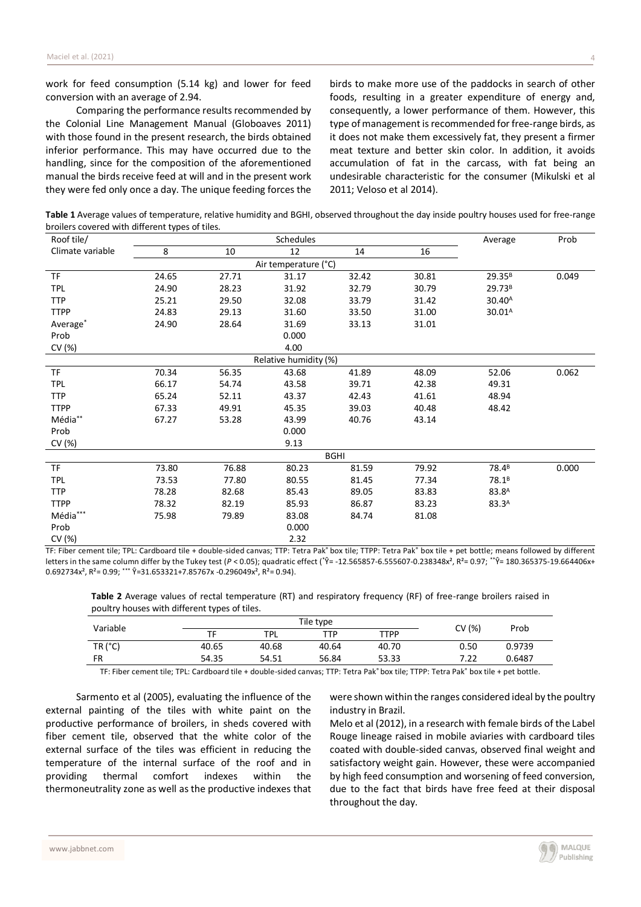work for feed consumption (5.14 kg) and lower for feed conversion with an average of 2.94.

Comparing the performance results recommended by the Colonial Line Management Manual (Globoaves 2011) with those found in the present research, the birds obtained inferior performance. This may have occurred due to the handling, since for the composition of the aforementioned manual the birds receive feed at will and in the present work they were fed only once a day. The unique feeding forces the birds to make more use of the paddocks in search of other foods, resulting in a greater expenditure of energy and, consequently, a lower performance of them. However, this type of management is recommended for free-range birds, as it does not make them excessively fat, they present a firmer meat texture and better skin color. In addition, it avoids accumulation of fat in the carcass, with fat being an undesirable characteristic for the consumer (Mikulski et al 2011; Veloso et al 2014).

**Table 1** Average values of temperature, relative humidity and BGHI, observed throughout the day inside poultry houses used for free-range broilers covered with different types of tiles.

| Roof tile/ Climate variable | Schedules | | | | | Average | Prob |
|---|---|---|---|---|---|---|---|
| | 8 | 10 | 12 | 14 | 16 | | |
| | | | Air temperature (°C) | | | | |
| TF | 24.65 | 27.71 | 31.17 | 32.42 | 30.81 | 29.35[B] | 0.049 |
| TPL | 24.90 | 28.23 | 31.92 | 32.79 | 30.79 | 29.73[B] | |
| TTP | 25.21 | 29.50 | 32.08 | 33.79 | 31.42 | 30.40[A] | |
| TTPP | 24.83 | 29.13 | 31.60 | 33.50 | 31.00 | 30.01[A] | |
| Average* | 24.90 | 28.64 | 31.69 | 33.13 | 31.01 | | |
| Prob | | | 0.000 | | | | |
| CV (%) | | | 4.00 | | | | |
| | | | Relative humidity (%) | | | | |
| TF | 70.34 | 56.35 | 43.68 | 41.89 | 48.09 | 52.06 | 0.062 |
| TPL | 66.17 | 54.74 | 43.58 | 39.71 | 42.38 | 49.31 | |
| TTP | 65.24 | 52.11 | 43.37 | 42.43 | 41.61 | 48.94 | |
| TTPP | 67.33 | 49.91 | 45.35 | 39.03 | 40.48 | 48.42 | |
| Média** | 67.27 | 53.28 | 43.99 | 40.76 | 43.14 | | |
| Prob | | | 0.000 | | | | |
| CV (%) | | | 9.13 | | | | |
| | | | BGHI | | | | |
| TF | 73.80 | 76.88 | 80.23 | 81.59 | 79.92 | 78.4[B] | 0.000 |
| TPL | 73.53 | 77.80 | 80.55 | 81.45 | 77.34 | 78.1[B] | |
| TTP | 78.28 | 82.68 | 85.43 | 89.05 | 83.83 | 83.8[A] | |
| TTPP | 78.32 | 82.19 | 85.93 | 86.87 | 83.23 | 83.3[A] | |
| Média*** | 75.98 | 79.89 | 83.08 | 84.74 | 81.08 | | |
| Prob | | | 0.000 | | | | |
| CV (%) | | | 2.32 | | | | |

TF: Fiber cement tile; TPL: Cardboard tile + double-sided canvas; TTP: Tetra Pak® box tile; TTPP: Tetra Pak® box tile + pet bottle; means followed by different letters in the same column differ by the Tukey test ($P < 0.05$); quadratic effect (*$\hat{Y}$= -12.565857-6.555607-0.238348$x^2$, $R^2$= 0.97; **$\hat{Y}$= 180.365375-19.664406x+ 0.692734$x^2$, $R^2$= 0.99; *** $\hat{Y}$=31.653321+7.85767x -0.296049$x^2$, $R^2$= 0.94).

**Table 2** Average values of rectal temperature (RT) and respiratory frequency (RF) of free-range broilers raised in poultry houses with different types of tiles.

| Variable | Tile type | | | | CV (%) | Prob |
|---|---|---|---|---|---|---|
| | TF | TPL | TTP | TTPP | | |
| TR (°C) | 40.65 | 40.68 | 40.64 | 40.70 | 0.50 | 0.9739 |
| FR | 54.35 | 54.51 | 56.84 | 53.33 | 7.22 | 0.6487 |

TF: Fiber cement tile; TPL: Cardboard tile + double-sided canvas; TTP: Tetra Pak® box tile; TTPP: Tetra Pak® box tile + pet bottle.

Sarmento et al (2005), evaluating the influence of the external painting of the tiles with white paint on the productive performance of broilers, in sheds covered with fiber cement tile, observed that the white color of the external surface of the tiles was efficient in reducing the temperature of the internal surface of the roof and in providing thermal comfort indexes within the thermoneutrality zone as well as the productive indexes that were shown within the ranges considered ideal by the poultry industry in Brazil.

Melo et al (2012), in a research with female birds of the Label Rouge lineage raised in mobile aviaries with cardboard tiles coated with double-sided canvas, observed final weight and satisfactory weight gain. However, these were accompanied by high feed consumption and worsening of feed conversion, due to the fact that birds have free feed at their disposal throughout the day.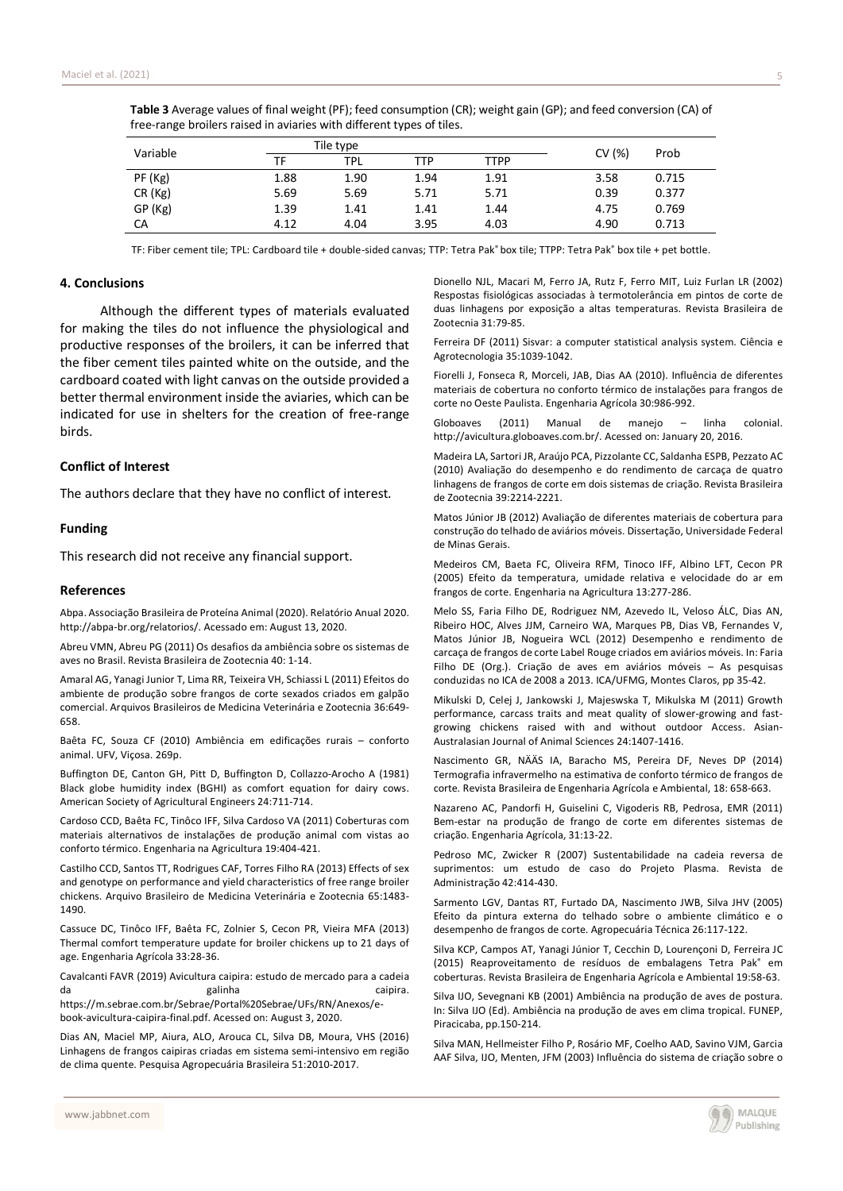**Table 3** Average values of final weight (PF); feed consumption (CR); weight gain (GP); and feed conversion (CA) of free-range broilers raised in aviaries with different types of tiles.

| Variable | Tile type | | | | CV (%) | Prob |
|---|---|---|---|---|---|---|
| | TF | TPL | TTP | TTPP | | |
| PF (Kg) | 1.88 | 1.90 | 1.94 | 1.91 | 3.58 | 0.715 |
| CR (Kg) | 5.69 | 5.69 | 5.71 | 5.71 | 0.39 | 0.377 |
| GP (Kg) | 1.39 | 1.41 | 1.41 | 1.44 | 4.75 | 0.769 |
| CA | 4.12 | 4.04 | 3.95 | 4.03 | 4.90 | 0.713 |

TF: Fiber cement tile; TPL: Cardboard tile + double-sided canvas; TTP: Tetra Pak® box tile; TTPP: Tetra Pak® box tile + pet bottle.

## 4. Conclusions

Although the different types of materials evaluated for making the tiles do not influence the physiological and productive responses of the broilers, it can be inferred that the fiber cement tiles painted white on the outside, and the cardboard coated with light canvas on the outside provided a better thermal environment inside the aviaries, which can be indicated for use in shelters for the creation of free-range birds.

## Conflict of Interest

The authors declare that they have no conflict of interest.

## Funding

This research did not receive any financial support.

## References

Abpa. Associação Brasileira de Proteína Animal (2020). Relatório Anual 2020. http://abpa-br.org/relatorios/. Acessado em: August 13, 2020.

Abreu VMN, Abreu PG (2011) Os desafios da ambiência sobre os sistemas de aves no Brasil. Revista Brasileira de Zootecnia 40: 1-14.

Amaral AG, Yanagi Junior T, Lima RR, Teixeira VH, Schiassi L (2011) Efeitos do ambiente de produção sobre frangos de corte sexados criados em galpão comercial. Arquivos Brasileiros de Medicina Veterinária e Zootecnia 36:649-658.

Baêta FC, Souza CF (2010) Ambiência em edificações rurais – conforto animal. UFV, Viçosa. 269p.

Buffington DE, Canton GH, Pitt D, Buffington D, Collazzo-Arocho A (1981) Black globe humidity index (BGHI) as comfort equation for dairy cows. American Society of Agricultural Engineers 24:711-714.

Cardoso CCD, Baêta FC, Tinôco IFF, Silva Cardoso VA (2011) Coberturas com materiais alternativos de instalações de produção animal com vistas ao conforto térmico. Engenharia na Agricultura 19:404-421.

Castilho CCD, Santos TT, Rodrigues CAF, Torres Filho RA (2013) Effects of sex and genotype on performance and yield characteristics of free range broiler chickens. Arquivo Brasileiro de Medicina Veterinária e Zootecnia 65:1483-1490.

Cassuce DC, Tinôco IFF, Baêta FC, Zolnier S, Cecon PR, Vieira MFA (2013) Thermal comfort temperature update for broiler chickens up to 21 days of age. Engenharia Agrícola 33:28-36.

Cavalcanti FAVR (2019) Avicultura caipira: estudo de mercado para a cadeia da galinha caipira. https://m.sebrae.com.br/Sebrae/Portal%20Sebrae/UFs/RN/Anexos/e-book-avicultura-caipira-final.pdf. Acessed on: August 3, 2020.

Dias AN, Maciel MP, Aiura, ALO, Arouca CL, Silva DB, Moura, VHS (2016) Linhagens de frangos caipiras criadas em sistema semi-intensivo em região de clima quente. Pesquisa Agropecuária Brasileira 51:2010-2017.

Dionello NJL, Macari M, Ferro JA, Rutz F, Ferro MIT, Luiz Furlan LR (2002) Respostas fisiológicas associadas à termotolerância em pintos de corte de duas linhagens por exposição a altas temperaturas. Revista Brasileira de Zootecnia 31:79-85.

Ferreira DF (2011) Sisvar: a computer statistical analysis system. Ciência e Agrotecnologia 35:1039-1042.

Fiorelli J, Fonseca R, Morceli, JAB, Dias AA (2010). Influência de diferentes materiais de cobertura no conforto térmico de instalações para frangos de corte no Oeste Paulista. Engenharia Agrícola 30:986-992.

Globoaves (2011) Manual de manejo – linha colonial. http://avicultura.globoaves.com.br/. Acessed on: January 20, 2016.

Madeira LA, Sartori JR, Araújo PCA, Pizzolante CC, Saldanha ESPB, Pezzato AC (2010) Avaliação do desempenho e do rendimento de carcaça de quatro linhagens de frangos de corte em dois sistemas de criação. Revista Brasileira de Zootecnia 39:2214-2221.

Matos Júnior JB (2012) Avaliação de diferentes materiais de cobertura para construção do telhado de aviários móveis. Dissertação, Universidade Federal de Minas Gerais.

Medeiros CM, Baeta FC, Oliveira RFM, Tinoco IFF, Albino LFT, Cecon PR (2005) Efeito da temperatura, umidade relativa e velocidade do ar em frangos de corte. Engenharia na Agricultura 13:277-286.

Melo SS, Faria Filho DE, Rodriguez NM, Azevedo IL, Veloso ÁLC, Dias AN, Ribeiro HOC, Alves JJM, Carneiro WA, Marques PB, Dias VB, Fernandes V, Matos Júnior JB, Nogueira WCL (2012) Desempenho e rendimento de carcaça de frangos de corte Label Rouge criados em aviários móveis. In: Faria Filho DE (Org.). Criação de aves em aviários móveis – As pesquisas conduzidas no ICA de 2008 a 2013. ICA/UFMG, Montes Claros, pp 35-42.

Mikulski D, Celej J, Jankowski J, Majeswska T, Mikulska M (2011) Growth performance, carcass traits and meat quality of slower-growing and fast-growing chickens raised with and without outdoor Access. Asian-Australasian Journal of Animal Sciences 24:1407-1416.

Nascimento GR, NÄÄS IA, Baracho MS, Pereira DF, Neves DP (2014) Termografia infravermelho na estimativa de conforto térmico de frangos de corte. Revista Brasileira de Engenharia Agrícola e Ambiental, 18: 658-663.

Nazareno AC, Pandorfi H, Guiselini C, Vigoderis RB, Pedrosa, EMR (2011) Bem-estar na produção de frango de corte em diferentes sistemas de criação. Engenharia Agrícola, 31:13-22.

Pedroso MC, Zwicker R (2007) Sustentabilidade na cadeia reversa de suprimentos: um estudo de caso do Projeto Plasma. Revista de Administração 42:414-430.

Sarmento LGV, Dantas RT, Furtado DA, Nascimento JWB, Silva JHV (2005) Efeito da pintura externa do telhado sobre o ambiente climático e o desempenho de frangos de corte. Agropecuária Técnica 26:117-122.

Silva KCP, Campos AT, Yanagi Júnior T, Cecchin D, Lourençoni D, Ferreira JC (2015) Reaproveitamento de resíduos de embalagens Tetra Pak® em coberturas. Revista Brasileira de Engenharia Agrícola e Ambiental 19:58-63.

Silva IJO, Sevegnani KB (2001) Ambiência na produção de aves de postura. In: Silva IJO (Ed). Ambiência na produção de aves em clima tropical. FUNEP, Piracicaba, pp.150-214.

Silva MAN, Hellmeister Filho P, Rosário MF, Coelho AAD, Savino VJM, Garcia AAF Silva, IJO, Menten, JFM (2003) Influência do sistema de criação sobre o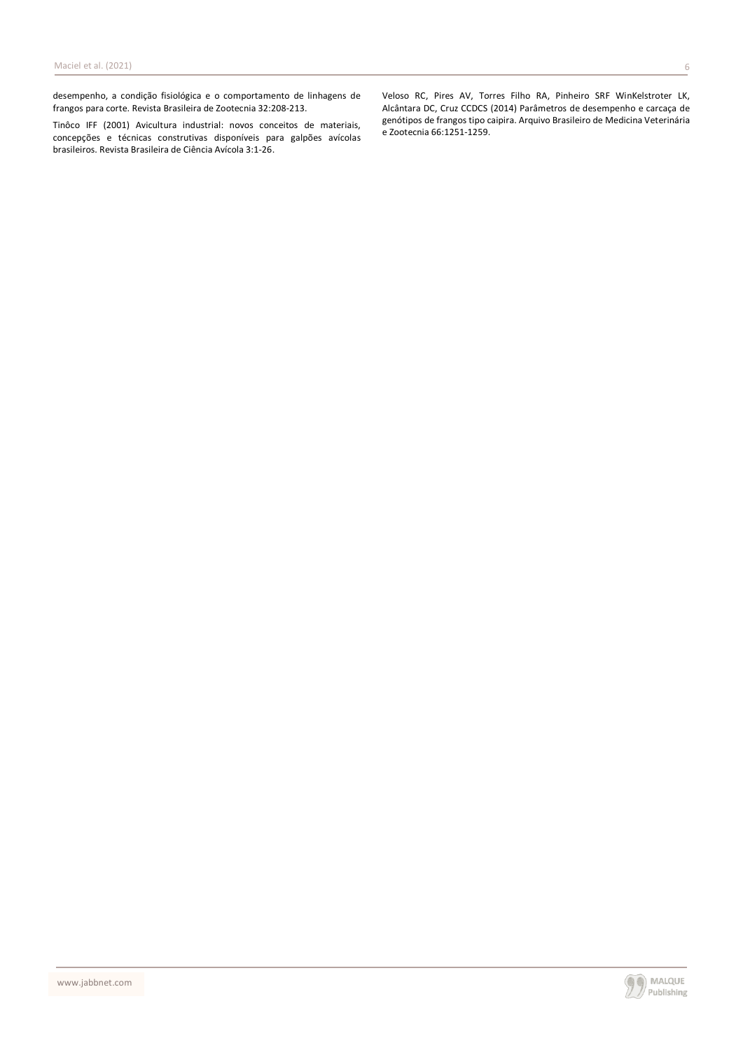desempenho, a condição fisiológica e o comportamento de linhagens de frangos para corte. Revista Brasileira de Zootecnia 32:208-213.

Tinôco IFF (2001) Avicultura industrial: novos conceitos de materiais, concepções e técnicas construtivas disponíveis para galpões avícolas brasileiros. Revista Brasileira de Ciência Avícola 3:1-26.

Veloso RC, Pires AV, Torres Filho RA, Pinheiro SRF WinKelstroter LK, Alcântara DC, Cruz CCDCS (2014) Parâmetros de desempenho e carcaça de genótipos de frangos tipo caipira. Arquivo Brasileiro de Medicina Veterinária e Zootecnia 66:1251-1259.